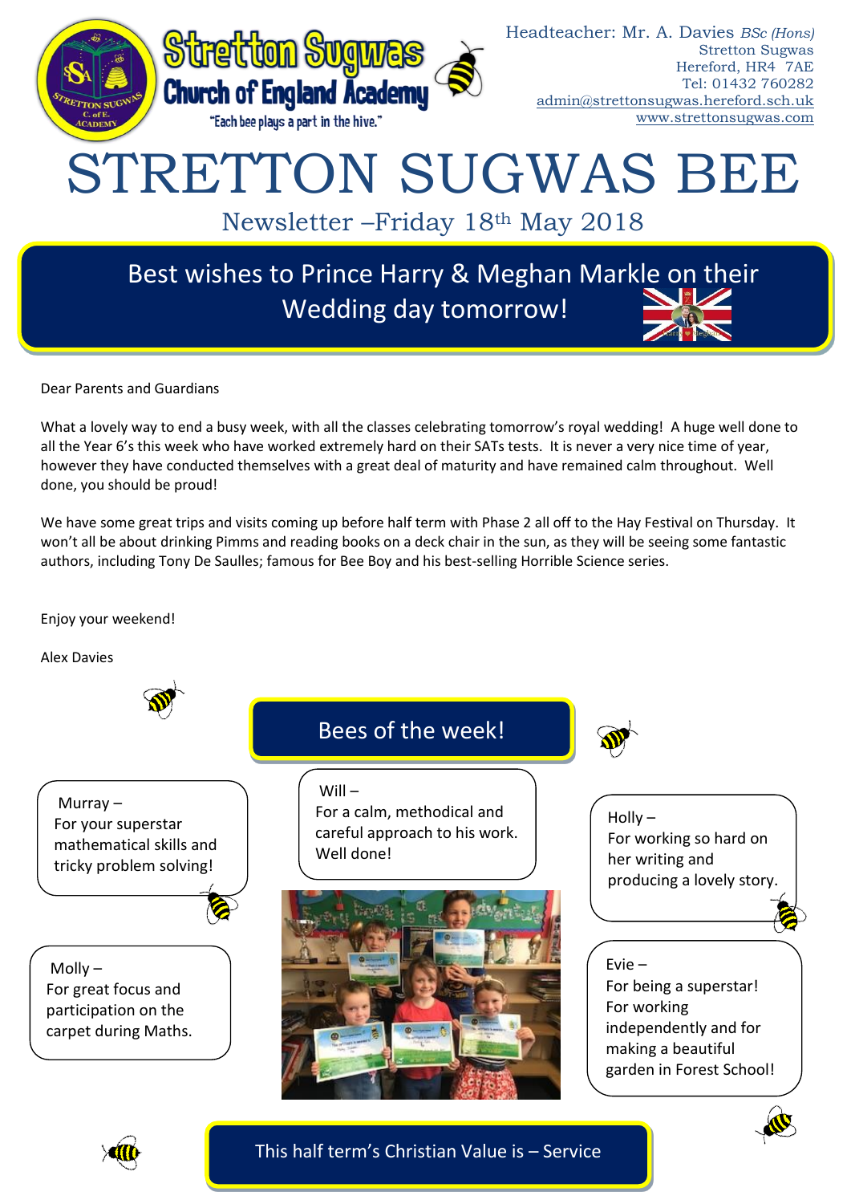Stretton Sugwas Church of England Academy

"Each bee plays a part in the hive."

Headteacher: Mr. A. Davies *BSc (Hons)*
Stretton Sugwas
Hereford, HR4 7AE
Tel: 01432 760282
admin@strettonsugwas.hereford.sch.uk
www.strettonsugwas.com

# STRETTON SUGWAS BEE

## Newsletter –Friday 18th May 2018

**Best wishes to Prince Harry & Meghan Markle on their Wedding day tomorrow!**

Dear Parents and Guardians

What a lovely way to end a busy week, with all the classes celebrating tomorrow's royal wedding! A huge well done to all the Year 6's this week who have worked extremely hard on their SATs tests. It is never a very nice time of year, however they have conducted themselves with a great deal of maturity and have remained calm throughout. Well done, you should be proud!

We have some great trips and visits coming up before half term with Phase 2 all off to the Hay Festival on Thursday. It won't all be about drinking Pimms and reading books on a deck chair in the sun, as they will be seeing some fantastic authors, including Tony De Saulles; famous for Bee Boy and his best-selling Horrible Science series.

Enjoy your weekend!

Alex Davies

## Bees of the week!

Murray – For your superstar mathematical skills and tricky problem solving!

Will – For a calm, methodical and careful approach to his work. Well done!

Holly – For working so hard on her writing and producing a lovely story.

Molly – For great focus and participation on the carpet during Maths.

Evie – For being a superstar! For working independently and for making a beautiful garden in Forest School!

**This half term's Christian Value is – Service**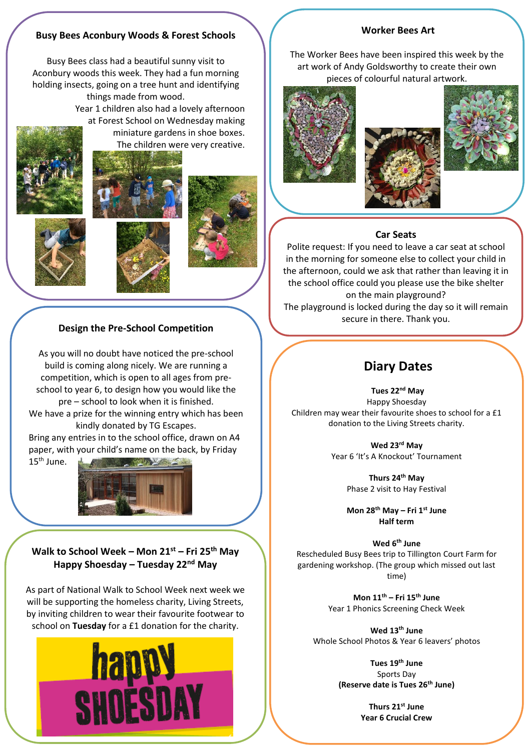## Busy Bees Aconbury Woods & Forest Schools

Busy Bees class had a beautiful sunny visit to Aconbury woods this week. They had a fun morning holding insects, going on a tree hunt and identifying things made from wood.

Year 1 children also had a lovely afternoon at Forest School on Wednesday making miniature gardens in shoe boxes. The children were very creative.

## Design the Pre-School Competition

As you will no doubt have noticed the pre-school build is coming along nicely. We are running a competition, which is open to all ages from pre-school to year 6, to design how you would like the pre – school to look when it is finished.

We have a prize for the winning entry which has been kindly donated by TG Escapes.

Bring any entries in to the school office, drawn on A4 paper, with your child's name on the back, by Friday 15th June.

## Walk to School Week – Mon 21st – Fri 25th May
## Happy Shoesday – Tuesday 22nd May

As part of National Walk to School Week next week we will be supporting the homeless charity, Living Streets, by inviting children to wear their favourite footwear to school on **Tuesday** for a £1 donation for the charity.

## Worker Bees Art

The Worker Bees have been inspired this week by the art work of Andy Goldsworthy to create their own pieces of colourful natural artwork.

## Car Seats

Polite request: If you need to leave a car seat at school in the morning for someone else to collect your child in the afternoon, could we ask that rather than leaving it in the school office could you please use the bike shelter on the main playground?

The playground is locked during the day so it will remain secure in there. Thank you.

# Diary Dates

**Tues 22nd May**
Happy Shoesday
Children may wear their favourite shoes to school for a £1 donation to the Living Streets charity.

**Wed 23rd May**
Year 6 'It's A Knockout' Tournament

**Thurs 24th May**
Phase 2 visit to Hay Festival

**Mon 28th May – Fri 1st June**
**Half term**

**Wed 6th June**
Rescheduled Busy Bees trip to Tillington Court Farm for gardening workshop. (The group which missed out last time)

**Mon 11th – Fri 15th June**
Year 1 Phonics Screening Check Week

**Wed 13th June**
Whole School Photos & Year 6 leavers' photos

**Tues 19th June**
Sports Day
**(Reserve date is Tues 26th June)**

**Thurs 21st June**
**Year 6 Crucial Crew**